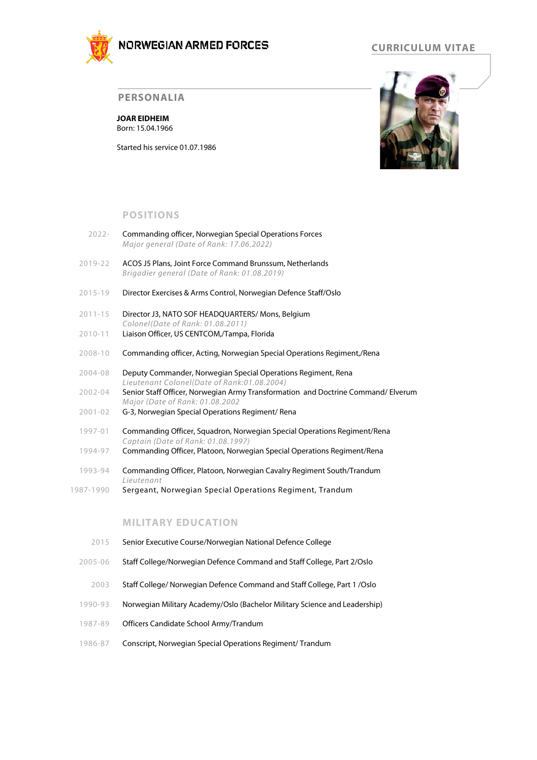NORWEGIAN ARMED FORCES

# CURRICULUM VITAE

## PERSONALIA

**JOAR EIDHEIM**
Born: 15.04.1966

Started his service 01.07.1986

## POSITIONS

| | |
|---|---|
| 2022- | Commanding officer, Norwegian Special Operations Forces<br>*Major general (Date of Rank: 17.06.2022)* |
| 2019-22 | ACOS J5 Plans, Joint Force Command Brunssum, Netherlands<br>*Brigadier general (Date of Rank: 01.08.2019)* |
| 2015-19 | Director Exercises & Arms Control, Norwegian Defence Staff/Oslo |
| 2011-15 | Director J3, NATO SOF HEADQUARTERS/ Mons, Belgium<br>*Colonel(Date of Rank: 01.08.2011)* |
| 2010-11 | Liaison Officer, US CENTCOM,/Tampa, Florida |
| 2008-10 | Commanding officer, Acting, Norwegian Special Operations Regiment,/Rena |
| 2004-08 | Deputy Commander, Norwegian Special Operations Regiment, Rena<br>*Lieutenant Colonel(Date of Rank:01.08.2004)* |
| 2002-04 | Senior Staff Officer, Norwegian Army Transformation and Doctrine Command/ Elverum<br>*Major (Date of Rank: 01.08.2002* |
| 2001-02 | G-3, Norwegian Special Operations Regiment/ Rena |
| 1997-01 | Commanding Officer, Squadron, Norwegian Special Operations Regiment/Rena<br>*Captain (Date of Rank: 01.08.1997)* |
| 1994-97 | Commanding Officer, Platoon, Norwegian Special Operations Regiment/Rena |
| 1993-94 | Commanding Officer, Platoon, Norwegian Cavalry Regiment South/Trandum<br>*Lieutenant* |
| 1987-1990 | Sergeant, Norwegian Special Operations Regiment, Trandum |

## MILITARY EDUCATION

| | |
|---|---|
| 2015 | Senior Executive Course/Norwegian National Defence College |
| 2005-06 | Staff College/Norwegian Defence Command and Staff College, Part 2/Oslo |
| 2003 | Staff College/ Norwegian Defence Command and Staff College, Part 1 /Oslo |
| 1990-93 | Norwegian Military Academy/Oslo (Bachelor Military Science and Leadership) |
| 1987-89 | Officers Candidate School Army/Trandum |
| 1986-87 | Conscript, Norwegian Special Operations Regiment/ Trandum |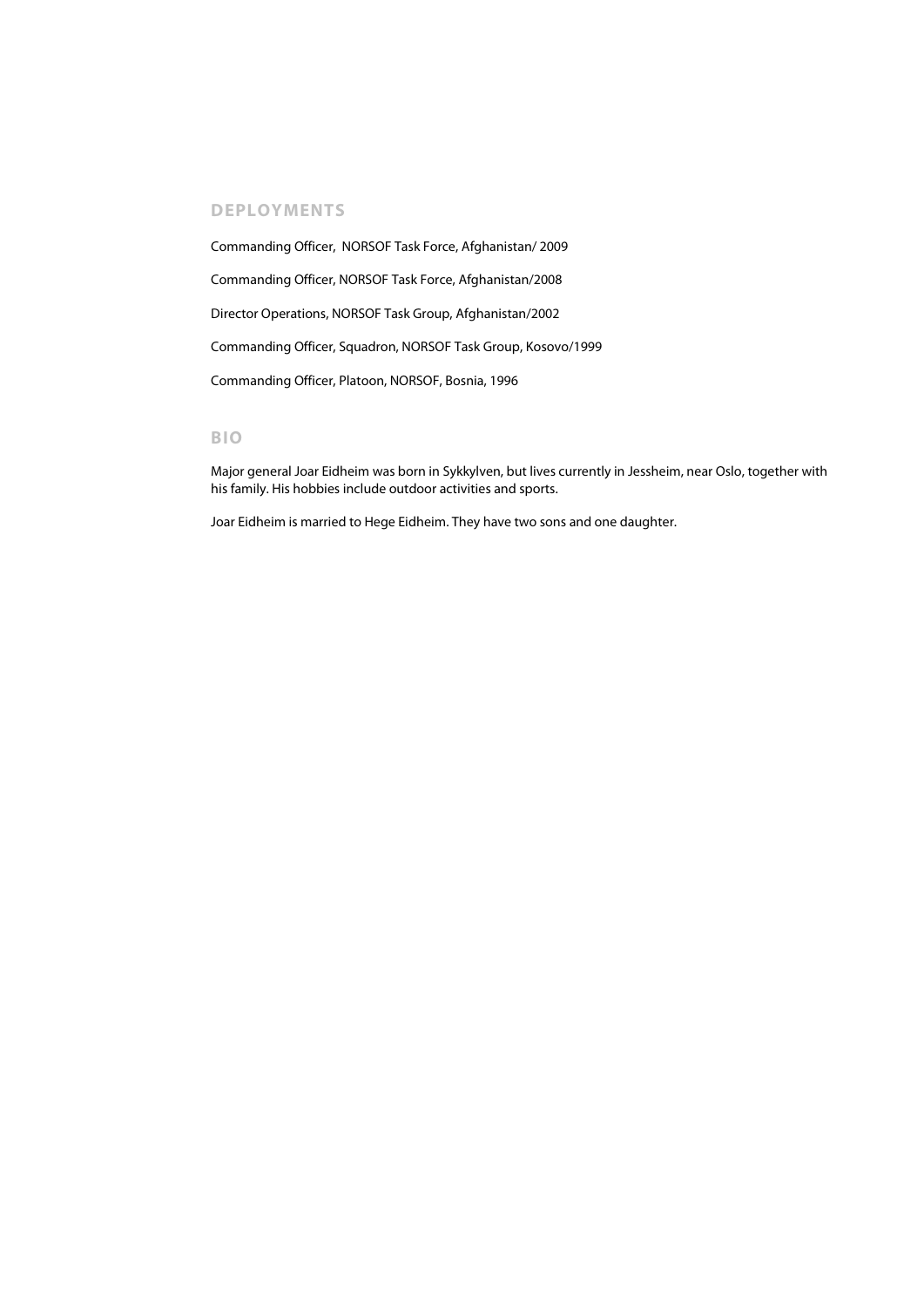## DEPLOYMENTS

Commanding Officer,  NORSOF Task Force, Afghanistan/ 2009

Commanding Officer, NORSOF Task Force, Afghanistan/2008

Director Operations, NORSOF Task Group, Afghanistan/2002

Commanding Officer, Squadron, NORSOF Task Group, Kosovo/1999

Commanding Officer, Platoon, NORSOF, Bosnia, 1996

## BIO

Major general Joar Eidheim was born in Sykkylven, but lives currently in Jessheim, near Oslo, together with his family. His hobbies include outdoor activities and sports.

Joar Eidheim is married to Hege Eidheim. They have two sons and one daughter.